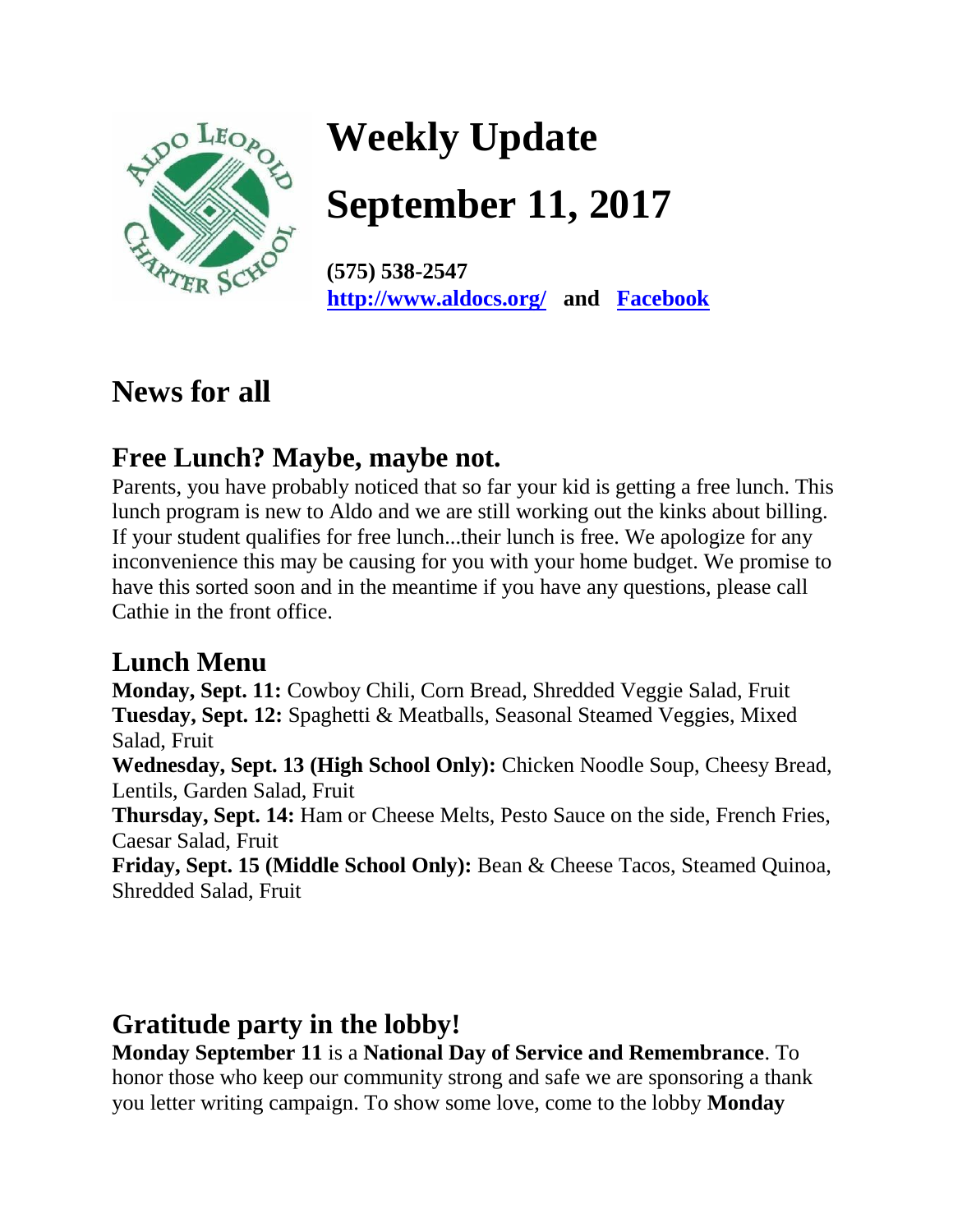# Weekly Update

# September 11, 2017

**(575) 538-2547**
**[http://www.aldocs.org/](http://www.aldocs.org/) and [Facebook]()**

## News for all

### Free Lunch? Maybe, maybe not.

Parents, you have probably noticed that so far your kid is getting a free lunch. This lunch program is new to Aldo and we are still working out the kinks about billing. If your student qualifies for free lunch...their lunch is free. We apologize for any inconvenience this may be causing for you with your home budget. We promise to have this sorted soon and in the meantime if you have any questions, please call Cathie in the front office.

### Lunch Menu

**Monday, Sept. 11:** Cowboy Chili, Corn Bread, Shredded Veggie Salad, Fruit
**Tuesday, Sept. 12:** Spaghetti & Meatballs, Seasonal Steamed Veggies, Mixed Salad, Fruit
**Wednesday, Sept. 13 (High School Only):** Chicken Noodle Soup, Cheesy Bread, Lentils, Garden Salad, Fruit
**Thursday, Sept. 14:** Ham or Cheese Melts, Pesto Sauce on the side, French Fries, Caesar Salad, Fruit
**Friday, Sept. 15 (Middle School Only):** Bean & Cheese Tacos, Steamed Quinoa, Shredded Salad, Fruit

### Gratitude party in the lobby!

**Monday September 11** is a **National Day of Service and Remembrance**. To honor those who keep our community strong and safe we are sponsoring a thank you letter writing campaign. To show some love, come to the lobby **Monday**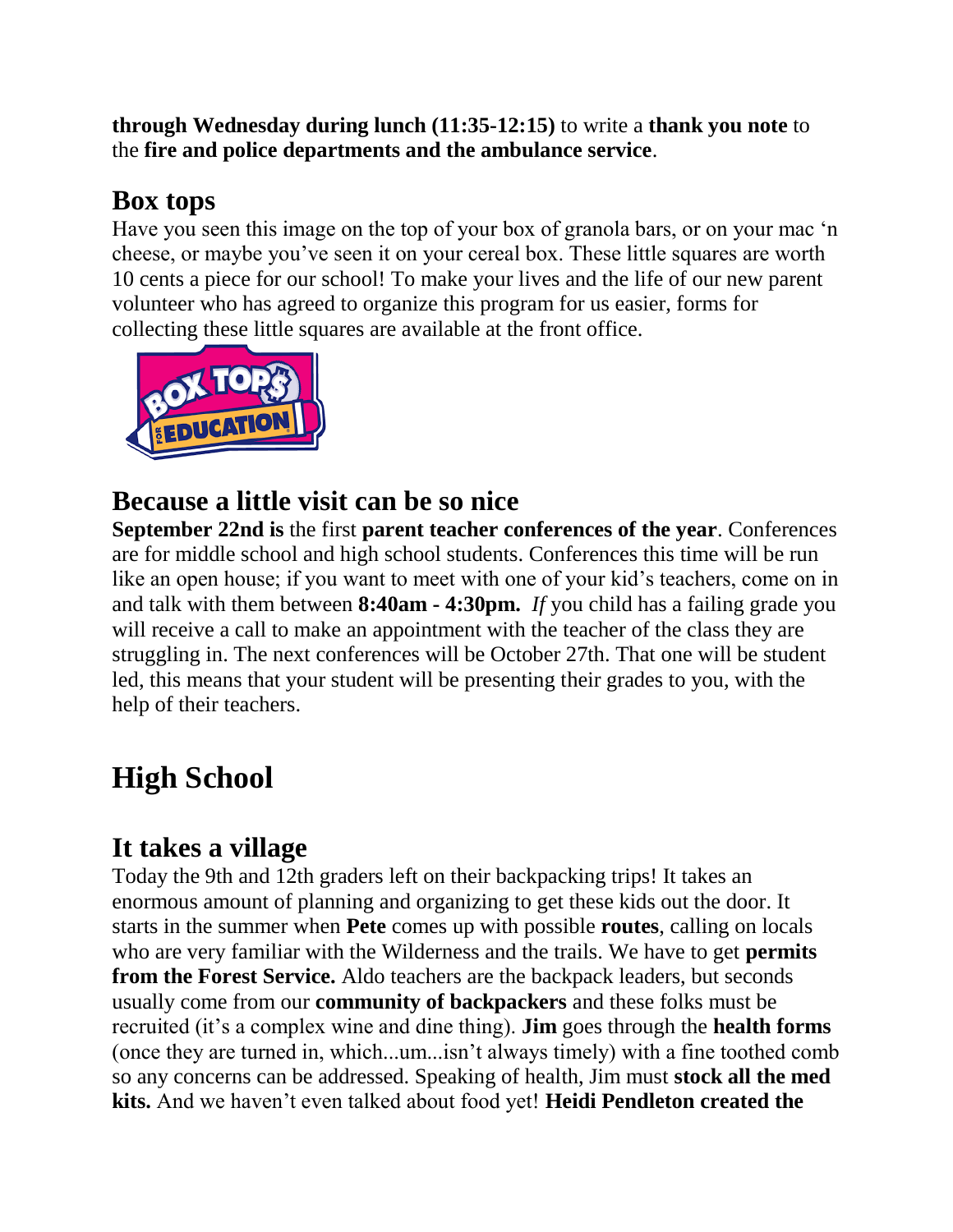**through Wednesday during lunch (11:35-12:15)** to write a **thank you note** to the **fire and police departments and the ambulance service**.

## Box tops

Have you seen this image on the top of your box of granola bars, or on your mac 'n cheese, or maybe you've seen it on your cereal box. These little squares are worth 10 cents a piece for our school! To make your lives and the life of our new parent volunteer who has agreed to organize this program for us easier, forms for collecting these little squares are available at the front office.

## Because a little visit can be so nice

**September 22nd is** the first **parent teacher conferences of the year**. Conferences are for middle school and high school students. Conferences this time will be run like an open house; if you want to meet with one of your kid's teachers, come on in and talk with them between **8:40am - 4:30pm.** *If* you child has a failing grade you will receive a call to make an appointment with the teacher of the class they are struggling in. The next conferences will be October 27th. That one will be student led, this means that your student will be presenting their grades to you, with the help of their teachers.

# High School

## It takes a village

Today the 9th and 12th graders left on their backpacking trips! It takes an enormous amount of planning and organizing to get these kids out the door. It starts in the summer when **Pete** comes up with possible **routes**, calling on locals who are very familiar with the Wilderness and the trails. We have to get **permits from the Forest Service.** Aldo teachers are the backpack leaders, but seconds usually come from our **community of backpackers** and these folks must be recruited (it's a complex wine and dine thing). **Jim** goes through the **health forms** (once they are turned in, which...um...isn't always timely) with a fine toothed comb so any concerns can be addressed. Speaking of health, Jim must **stock all the med kits.** And we haven't even talked about food yet! **Heidi Pendleton created the**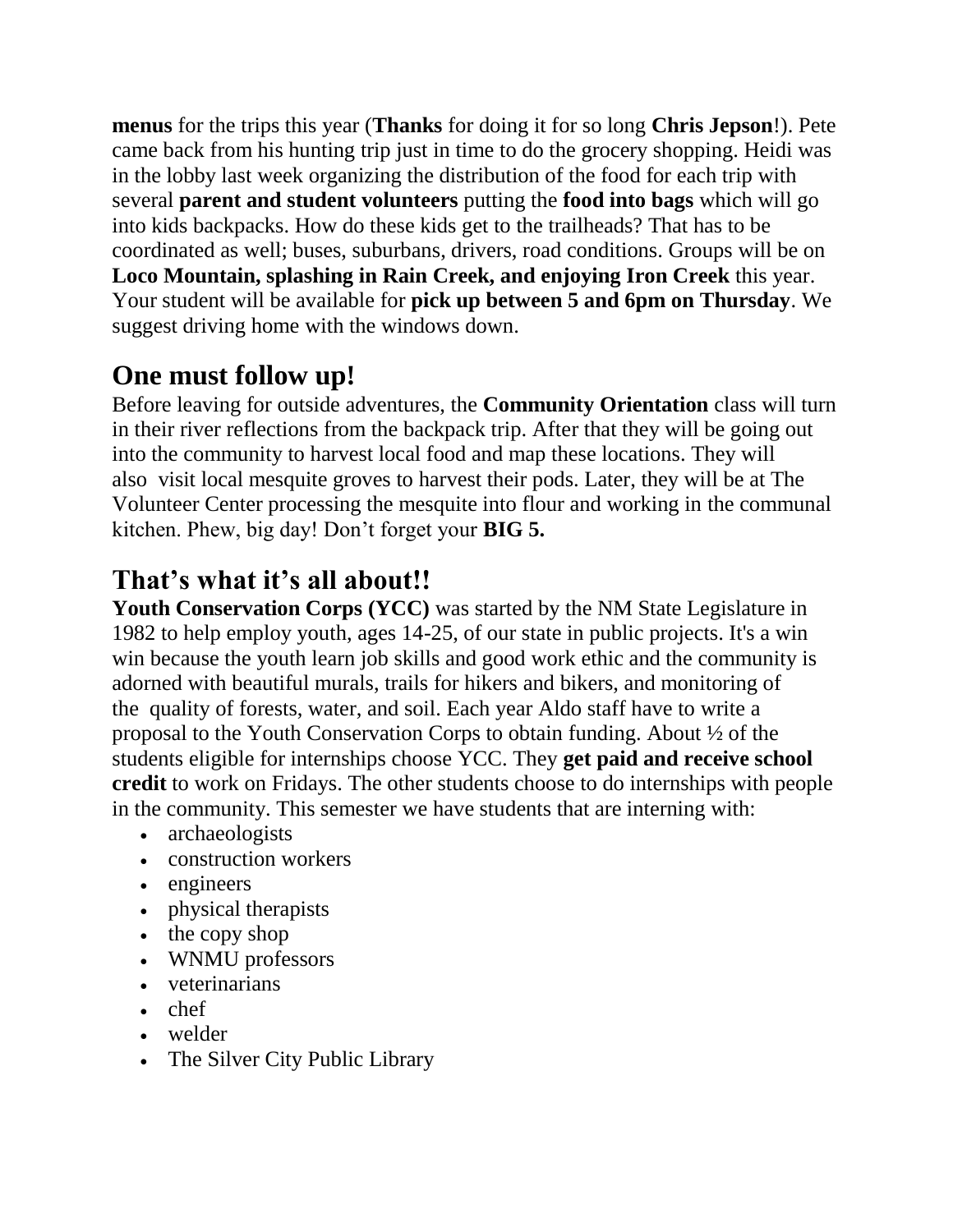**menus** for the trips this year (**Thanks** for doing it for so long **Chris Jepson**!). Pete came back from his hunting trip just in time to do the grocery shopping. Heidi was in the lobby last week organizing the distribution of the food for each trip with several **parent and student volunteers** putting the **food into bags** which will go into kids backpacks. How do these kids get to the trailheads? That has to be coordinated as well; buses, suburbans, drivers, road conditions. Groups will be on **Loco Mountain, splashing in Rain Creek, and enjoying Iron Creek** this year. Your student will be available for **pick up between 5 and 6pm on Thursday**. We suggest driving home with the windows down.

## One must follow up!

Before leaving for outside adventures, the **Community Orientation** class will turn in their river reflections from the backpack trip. After that they will be going out into the community to harvest local food and map these locations. They will also visit local mesquite groves to harvest their pods. Later, they will be at The Volunteer Center processing the mesquite into flour and working in the communal kitchen. Phew, big day! Don't forget your **BIG 5.**

## That's what it's all about!!

**Youth Conservation Corps (YCC)** was started by the NM State Legislature in 1982 to help employ youth, ages 14-25, of our state in public projects. It's a win win because the youth learn job skills and good work ethic and the community is adorned with beautiful murals, trails for hikers and bikers, and monitoring of the quality of forests, water, and soil. Each year Aldo staff have to write a proposal to the Youth Conservation Corps to obtain funding. About ½ of the students eligible for internships choose YCC. They **get paid and receive school credit** to work on Fridays. The other students choose to do internships with people in the community. This semester we have students that are interning with:

- archaeologists
- construction workers
- engineers
- physical therapists
- the copy shop
- WNMU professors
- veterinarians
- chef
- welder
- The Silver City Public Library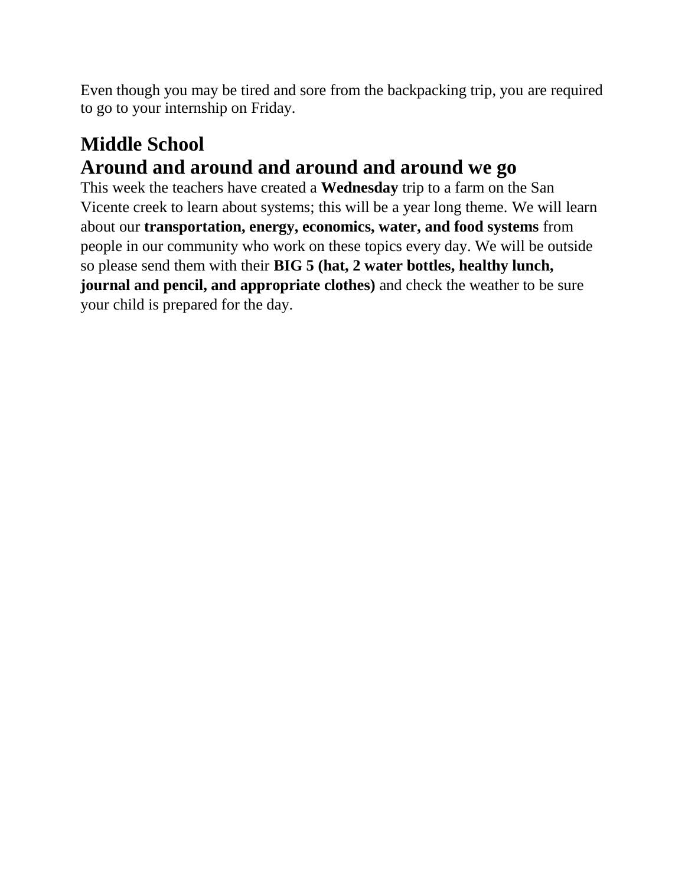Even though you may be tired and sore from the backpacking trip, you are required to go to your internship on Friday.

## Middle School
## Around and around and around and around we go

This week the teachers have created a **Wednesday** trip to a farm on the San Vicente creek to learn about systems; this will be a year long theme. We will learn about our **transportation, energy, economics, water, and food systems** from people in our community who work on these topics every day. We will be outside so please send them with their **BIG 5 (hat, 2 water bottles, healthy lunch, journal and pencil, and appropriate clothes)** and check the weather to be sure your child is prepared for the day.